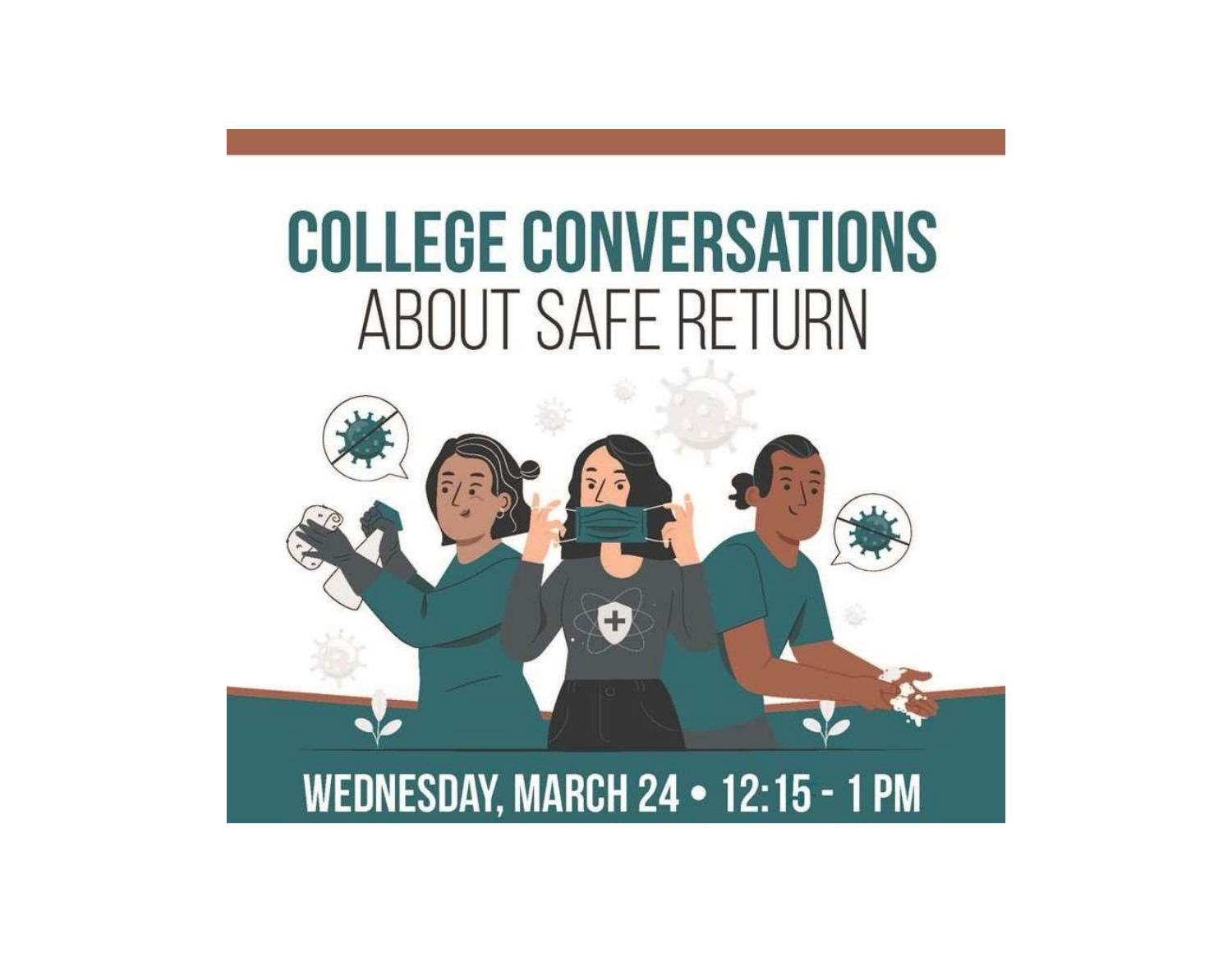# COLLEGE CONVERSATIONS

## ABOUT SAFE RETURN

WEDNESDAY, MARCH 24 • 12:15 - 1 PM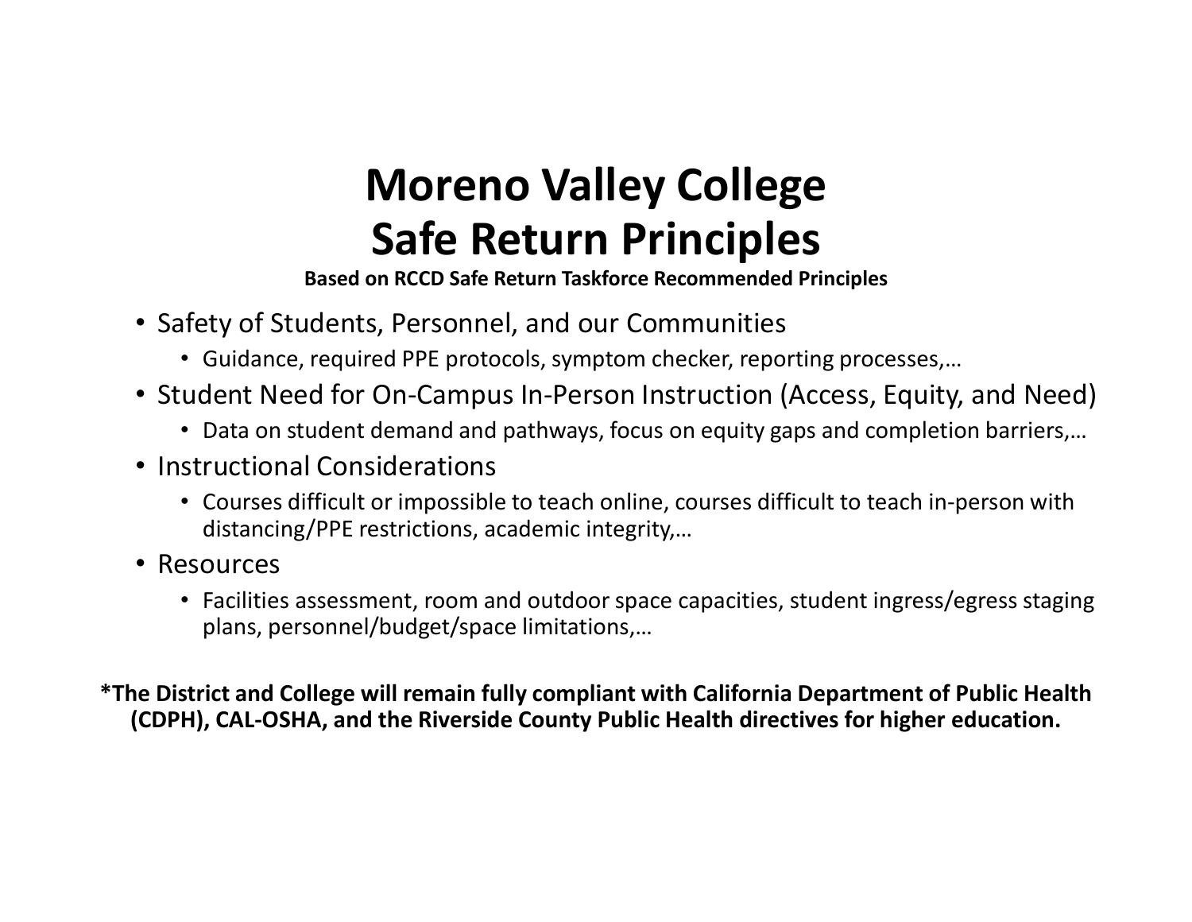# Moreno Valley College
# Safe Return Principles

**Based on RCCD Safe Return Taskforce Recommended Principles**

- Safety of Students, Personnel, and our Communities
  - Guidance, required PPE protocols, symptom checker, reporting processes,…
- Student Need for On-Campus In-Person Instruction (Access, Equity, and Need)
  - Data on student demand and pathways, focus on equity gaps and completion barriers,…
- Instructional Considerations
  - Courses difficult or impossible to teach online, courses difficult to teach in-person with distancing/PPE restrictions, academic integrity,…
- Resources
  - Facilities assessment, room and outdoor space capacities, student ingress/egress staging plans, personnel/budget/space limitations,…

**\*The District and College will remain fully compliant with California Department of Public Health (CDPH), CAL-OSHA, and the Riverside County Public Health directives for higher education.**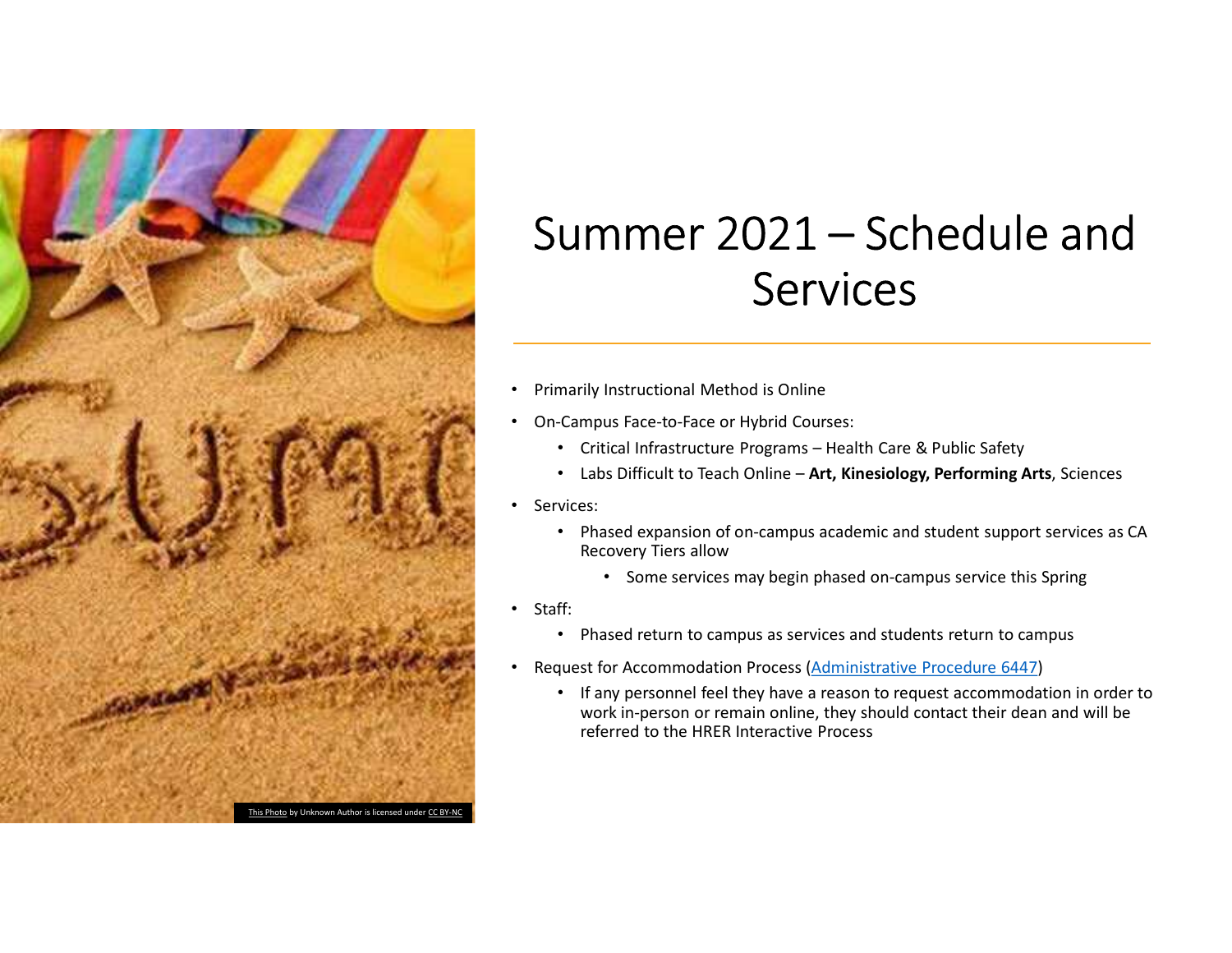# Summer 2021 – Schedule and Services

- Primarily Instructional Method is Online
- On-Campus Face-to-Face or Hybrid Courses:
  - Critical Infrastructure Programs – Health Care & Public Safety
  - Labs Difficult to Teach Online – **Art, Kinesiology, Performing Arts**, Sciences
- Services:
  - Phased expansion of on-campus academic and student support services as CA Recovery Tiers allow
    - Some services may begin phased on-campus service this Spring
- Staff:
  - Phased return to campus as services and students return to campus
- Request for Accommodation Process (Administrative Procedure 6447)
  - If any personnel feel they have a reason to request accommodation in order to work in-person or remain online, they should contact their dean and will be referred to the HRER Interactive Process

This Photo by Unknown Author is licensed under CC BY-NC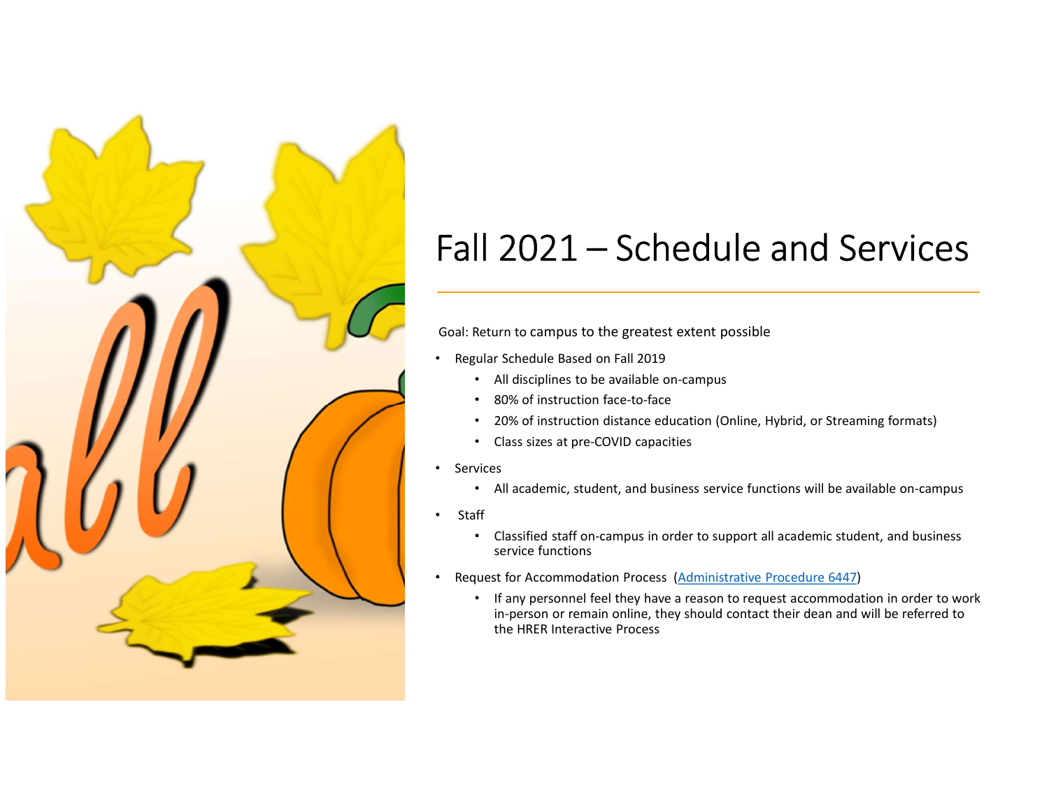# Fall 2021 – Schedule and Services

Goal: Return to campus to the greatest extent possible

- Regular Schedule Based on Fall 2019
  - All disciplines to be available on-campus
  - 80% of instruction face-to-face
  - 20% of instruction distance education (Online, Hybrid, or Streaming formats)
  - Class sizes at pre-COVID capacities
- Services
  - All academic, student, and business service functions will be available on-campus
- Staff
  - Classified staff on-campus in order to support all academic student, and business service functions
- Request for Accommodation Process (Administrative Procedure 6447)
  - If any personnel feel they have a reason to request accommodation in order to work in-person or remain online, they should contact their dean and will be referred to the HRER Interactive Process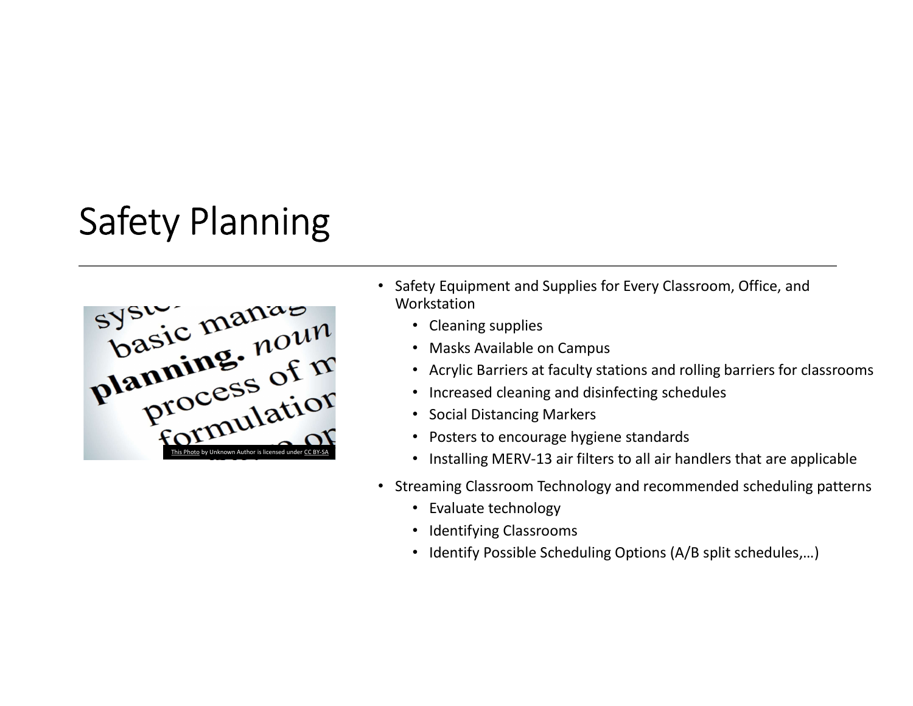# Safety Planning

- Safety Equipment and Supplies for Every Classroom, Office, and Workstation
  - Cleaning supplies
  - Masks Available on Campus
  - Acrylic Barriers at faculty stations and rolling barriers for classrooms
  - Increased cleaning and disinfecting schedules
  - Social Distancing Markers
  - Posters to encourage hygiene standards
  - Installing MERV-13 air filters to all air handlers that are applicable
- Streaming Classroom Technology and recommended scheduling patterns
  - Evaluate technology
  - Identifying Classrooms
  - Identify Possible Scheduling Options (A/B split schedules,…)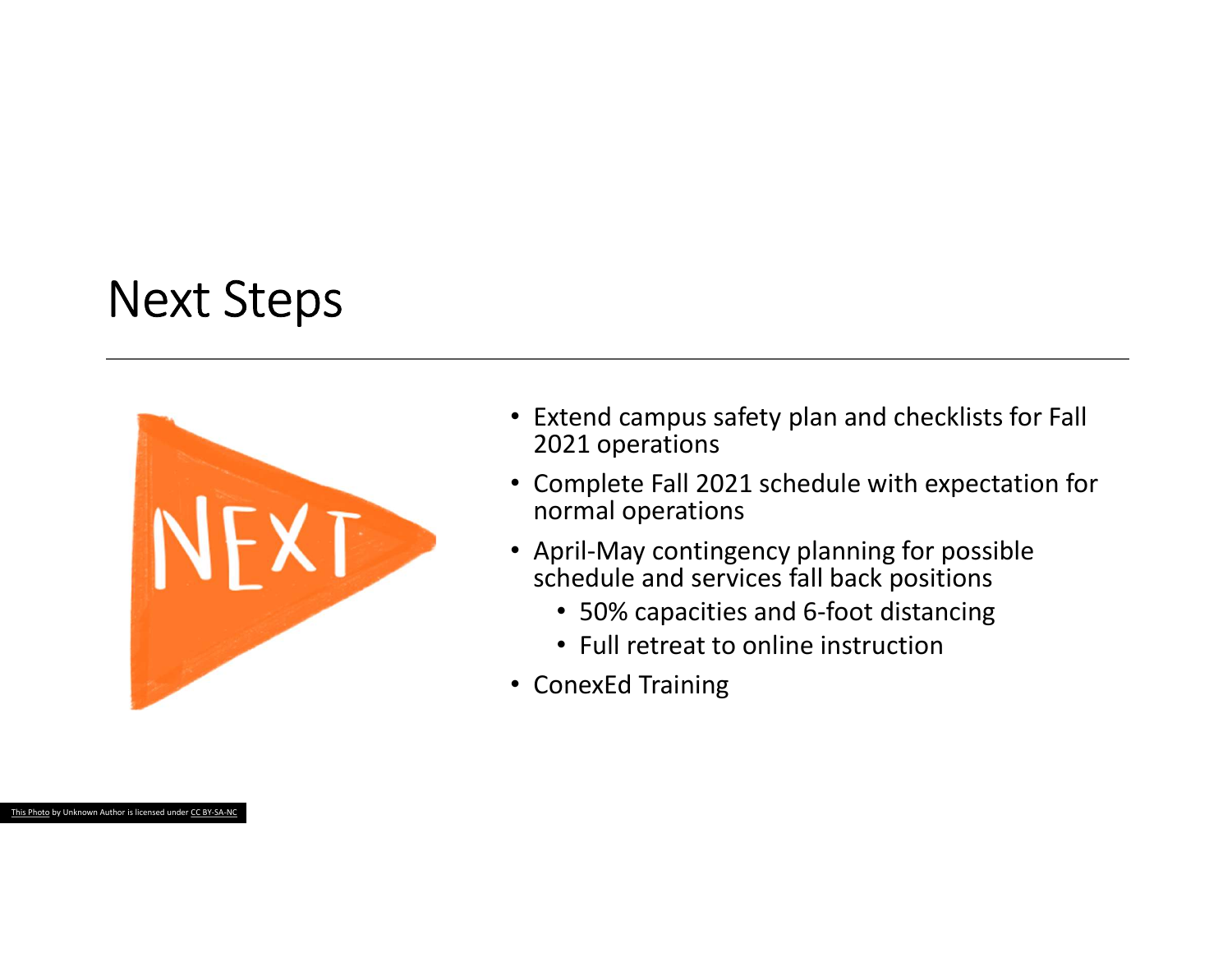# Next Steps

- Extend campus safety plan and checklists for Fall 2021 operations
- Complete Fall 2021 schedule with expectation for normal operations
- April-May contingency planning for possible schedule and services fall back positions
  - 50% capacities and 6-foot distancing
  - Full retreat to online instruction
- ConexEd Training

This Photo by Unknown Author is licensed under CC BY-SA-NC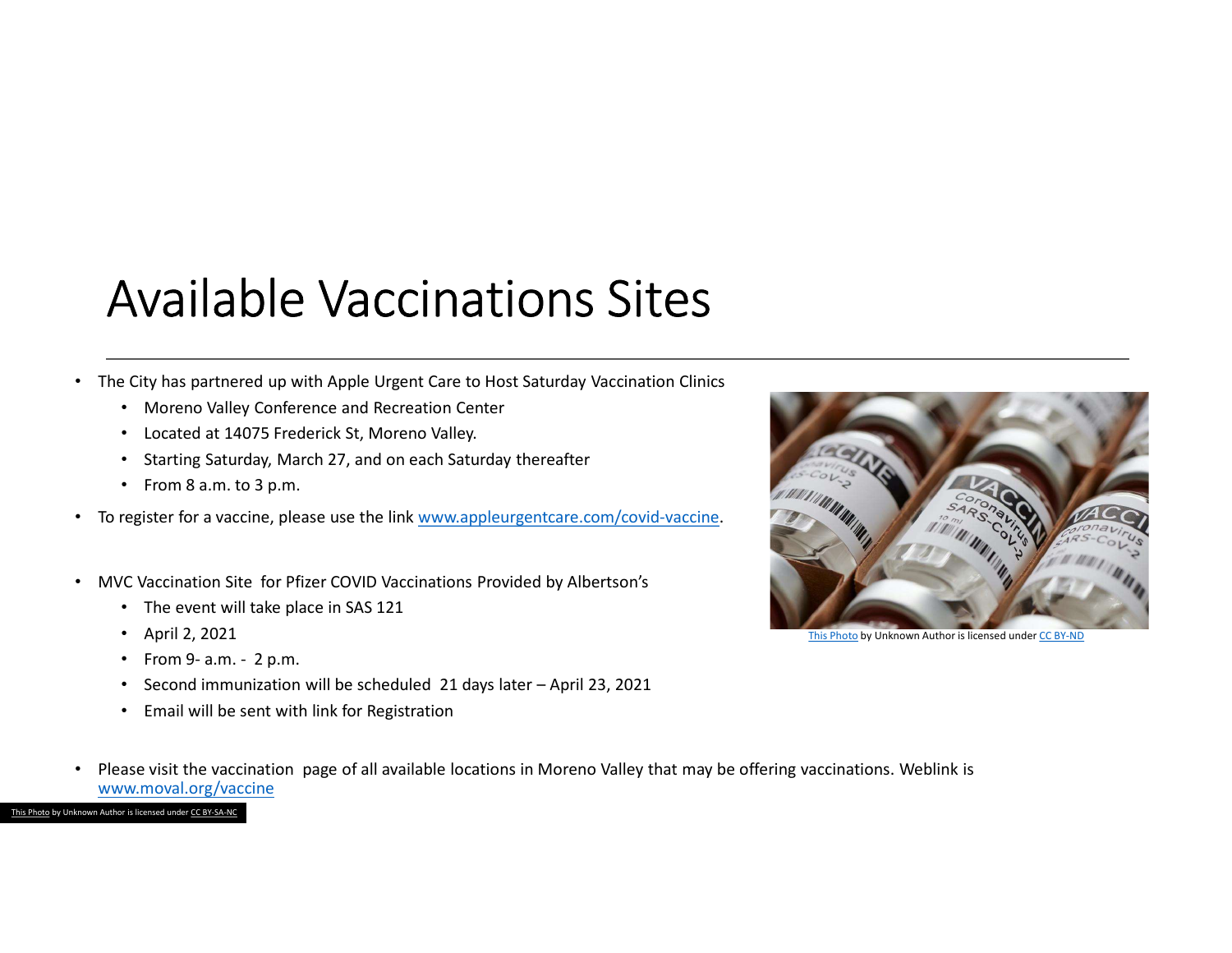# Available Vaccinations Sites

- The City has partnered up with Apple Urgent Care to Host Saturday Vaccination Clinics
  - Moreno Valley Conference and Recreation Center
  - Located at 14075 Frederick St, Moreno Valley.
  - Starting Saturday, March 27, and on each Saturday thereafter
  - From 8 a.m. to 3 p.m.
- To register for a vaccine, please use the link www.appleurgentcare.com/covid-vaccine.

- MVC Vaccination Site for Pfizer COVID Vaccinations Provided by Albertson's
  - The event will take place in SAS 121
  - April 2, 2021
  - From 9- a.m. - 2 p.m.
  - Second immunization will be scheduled 21 days later – April 23, 2021
  - Email will be sent with link for Registration

This Photo by Unknown Author is licensed under CC BY-ND

- Please visit the vaccination page of all available locations in Moreno Valley that may be offering vaccinations. Weblink is www.moval.org/vaccine

This Photo by Unknown Author is licensed under CC BY-SA-NC